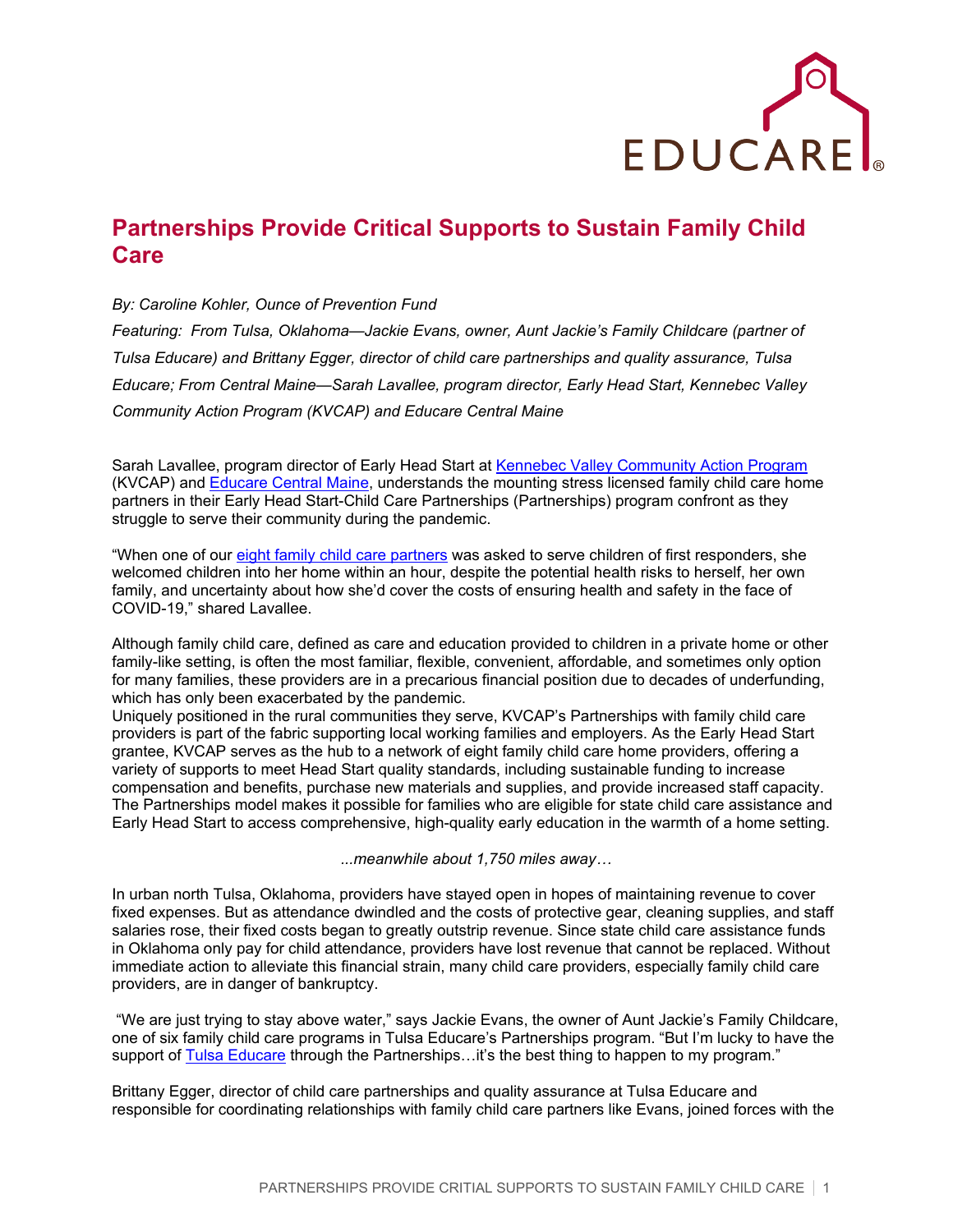# Partnerships Provide Critical Supports to Sustain Family Child Care

*By: Caroline Kohler, Ounce of Prevention Fund*

*Featuring: From Tulsa, Oklahoma—Jackie Evans, owner, Aunt Jackie's Family Childcare (partner of Tulsa Educare) and Brittany Egger, director of child care partnerships and quality assurance, Tulsa Educare; From Central Maine—Sarah Lavallee, program director, Early Head Start, Kennebec Valley Community Action Program (KVCAP) and Educare Central Maine*

Sarah Lavallee, program director of Early Head Start at Kennebec Valley Community Action Program (KVCAP) and Educare Central Maine, understands the mounting stress licensed family child care home partners in their Early Head Start-Child Care Partnerships (Partnerships) program confront as they struggle to serve their community during the pandemic.

"When one of our eight family child care partners was asked to serve children of first responders, she welcomed children into her home within an hour, despite the potential health risks to herself, her own family, and uncertainty about how she'd cover the costs of ensuring health and safety in the face of COVID-19," shared Lavallee.

Although family child care, defined as care and education provided to children in a private home or other family-like setting, is often the most familiar, flexible, convenient, affordable, and sometimes only option for many families, these providers are in a precarious financial position due to decades of underfunding, which has only been exacerbated by the pandemic.

Uniquely positioned in the rural communities they serve, KVCAP's Partnerships with family child care providers is part of the fabric supporting local working families and employers. As the Early Head Start grantee, KVCAP serves as the hub to a network of eight family child care home providers, offering a variety of supports to meet Head Start quality standards, including sustainable funding to increase compensation and benefits, purchase new materials and supplies, and provide increased staff capacity. The Partnerships model makes it possible for families who are eligible for state child care assistance and Early Head Start to access comprehensive, high-quality early education in the warmth of a home setting.

*...meanwhile about 1,750 miles away…*

In urban north Tulsa, Oklahoma, providers have stayed open in hopes of maintaining revenue to cover fixed expenses. But as attendance dwindled and the costs of protective gear, cleaning supplies, and staff salaries rose, their fixed costs began to greatly outstrip revenue. Since state child care assistance funds in Oklahoma only pay for child attendance, providers have lost revenue that cannot be replaced. Without immediate action to alleviate this financial strain, many child care providers, especially family child care providers, are in danger of bankruptcy.

"We are just trying to stay above water," says Jackie Evans, the owner of Aunt Jackie's Family Childcare, one of six family child care programs in Tulsa Educare's Partnerships program. "But I'm lucky to have the support of Tulsa Educare through the Partnerships…it's the best thing to happen to my program."

Brittany Egger, director of child care partnerships and quality assurance at Tulsa Educare and responsible for coordinating relationships with family child care partners like Evans, joined forces with the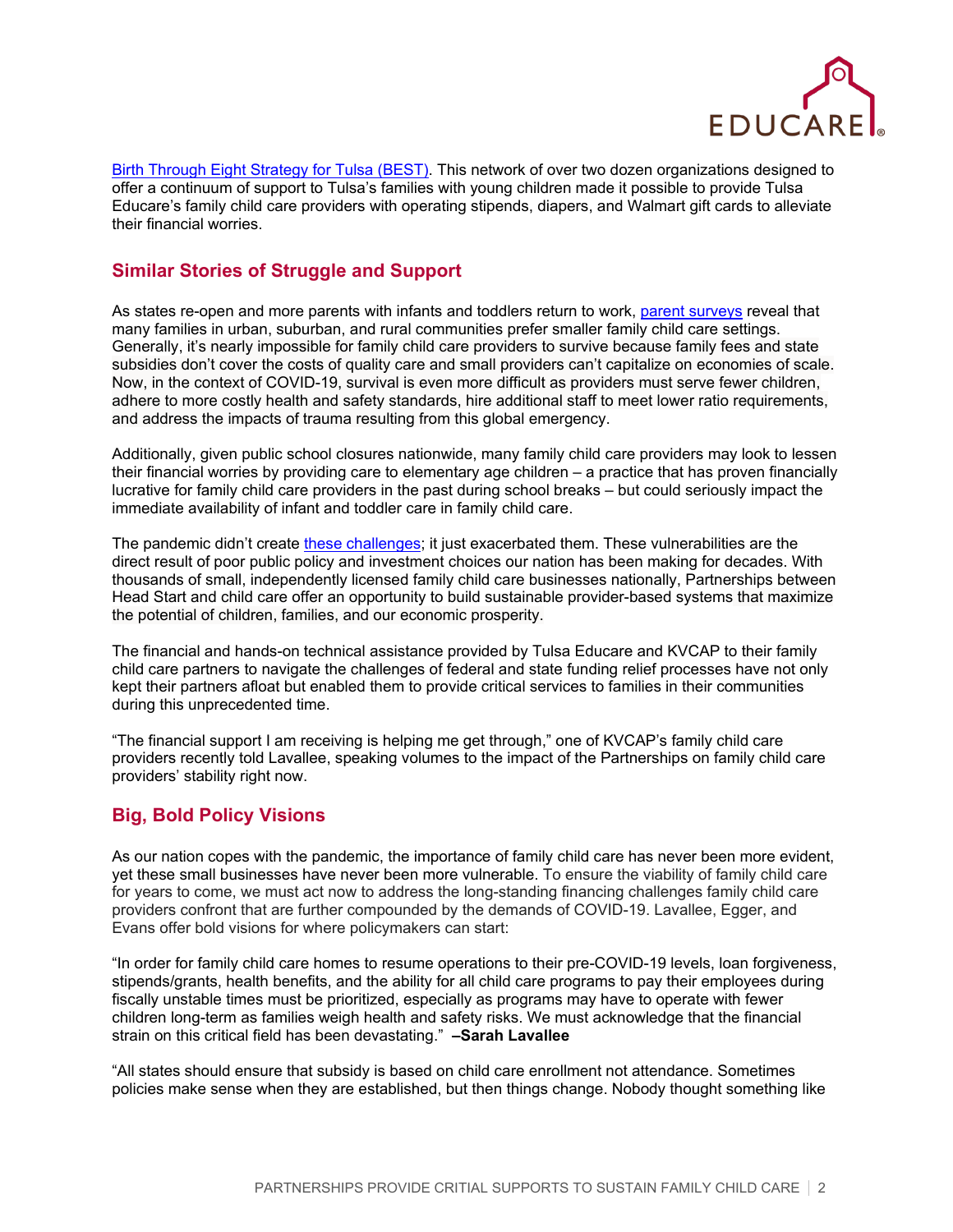Birth Through Eight Strategy for Tulsa (BEST). This network of over two dozen organizations designed to offer a continuum of support to Tulsa's families with young children made it possible to provide Tulsa Educare's family child care providers with operating stipends, diapers, and Walmart gift cards to alleviate their financial worries.

## Similar Stories of Struggle and Support

As states re-open and more parents with infants and toddlers return to work, parent surveys reveal that many families in urban, suburban, and rural communities prefer smaller family child care settings. Generally, it's nearly impossible for family child care providers to survive because family fees and state subsidies don't cover the costs of quality care and small providers can't capitalize on economies of scale. Now, in the context of COVID-19, survival is even more difficult as providers must serve fewer children, adhere to more costly health and safety standards, hire additional staff to meet lower ratio requirements, and address the impacts of trauma resulting from this global emergency.

Additionally, given public school closures nationwide, many family child care providers may look to lessen their financial worries by providing care to elementary age children – a practice that has proven financially lucrative for family child care providers in the past during school breaks – but could seriously impact the immediate availability of infant and toddler care in family child care.

The pandemic didn't create these challenges; it just exacerbated them. These vulnerabilities are the direct result of poor public policy and investment choices our nation has been making for decades. With thousands of small, independently licensed family child care businesses nationally, Partnerships between Head Start and child care offer an opportunity to build sustainable provider-based systems that maximize the potential of children, families, and our economic prosperity.

The financial and hands-on technical assistance provided by Tulsa Educare and KVCAP to their family child care partners to navigate the challenges of federal and state funding relief processes have not only kept their partners afloat but enabled them to provide critical services to families in their communities during this unprecedented time.

"The financial support I am receiving is helping me get through," one of KVCAP's family child care providers recently told Lavallee, speaking volumes to the impact of the Partnerships on family child care providers' stability right now.

## Big, Bold Policy Visions

As our nation copes with the pandemic, the importance of family child care has never been more evident, yet these small businesses have never been more vulnerable. To ensure the viability of family child care for years to come, we must act now to address the long-standing financing challenges family child care providers confront that are further compounded by the demands of COVID-19. Lavallee, Egger, and Evans offer bold visions for where policymakers can start:

"In order for family child care homes to resume operations to their pre-COVID-19 levels, loan forgiveness, stipends/grants, health benefits, and the ability for all child care programs to pay their employees during fiscally unstable times must be prioritized, especially as programs may have to operate with fewer children long-term as families weigh health and safety risks. We must acknowledge that the financial strain on this critical field has been devastating." **–Sarah Lavallee**

"All states should ensure that subsidy is based on child care enrollment not attendance. Sometimes policies make sense when they are established, but then things change. Nobody thought something like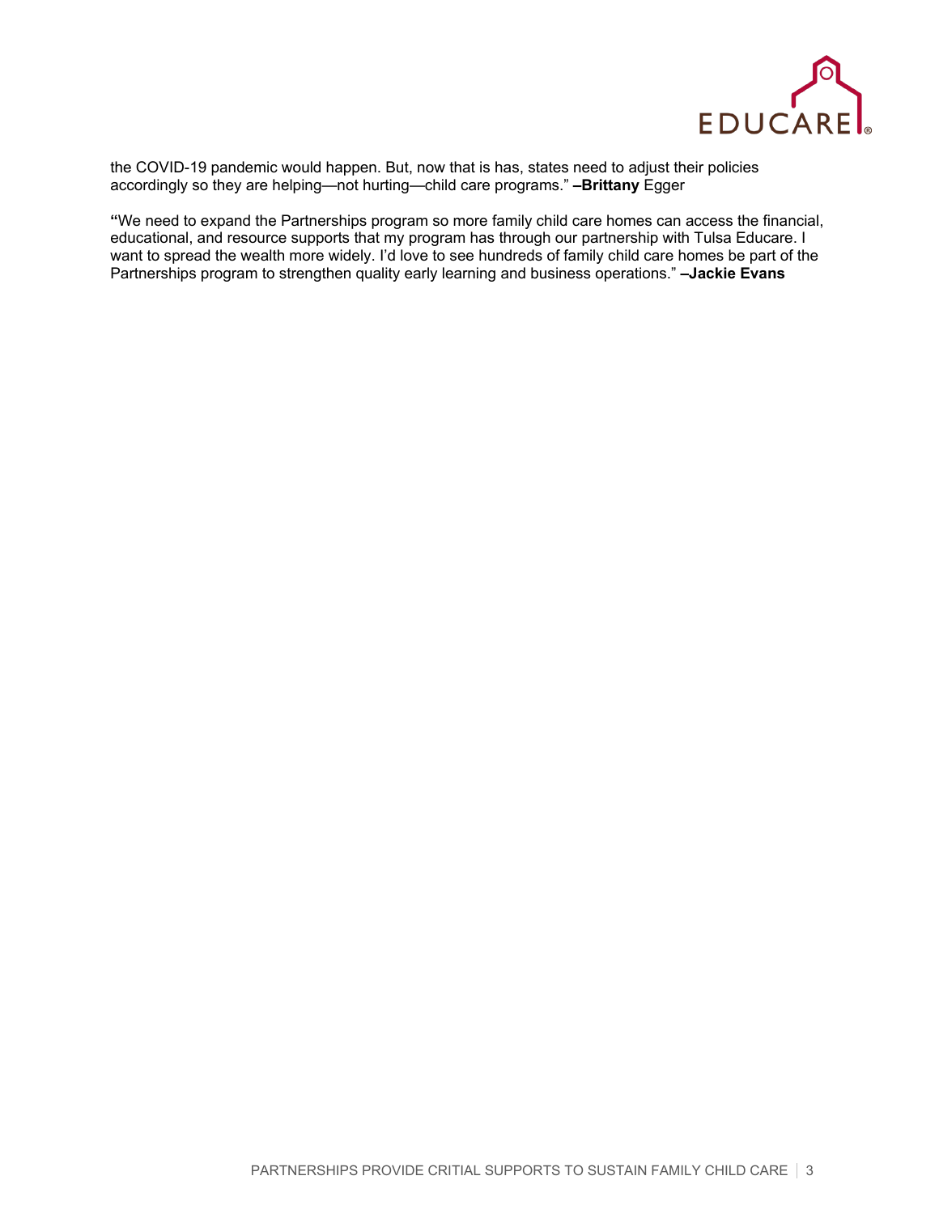the COVID-19 pandemic would happen. But, now that is has, states need to adjust their policies accordingly so they are helping—not hurting—child care programs." **–Brittany** Egger

**"**We need to expand the Partnerships program so more family child care homes can access the financial, educational, and resource supports that my program has through our partnership with Tulsa Educare. I want to spread the wealth more widely. I'd love to see hundreds of family child care homes be part of the Partnerships program to strengthen quality early learning and business operations." **–Jackie Evans**